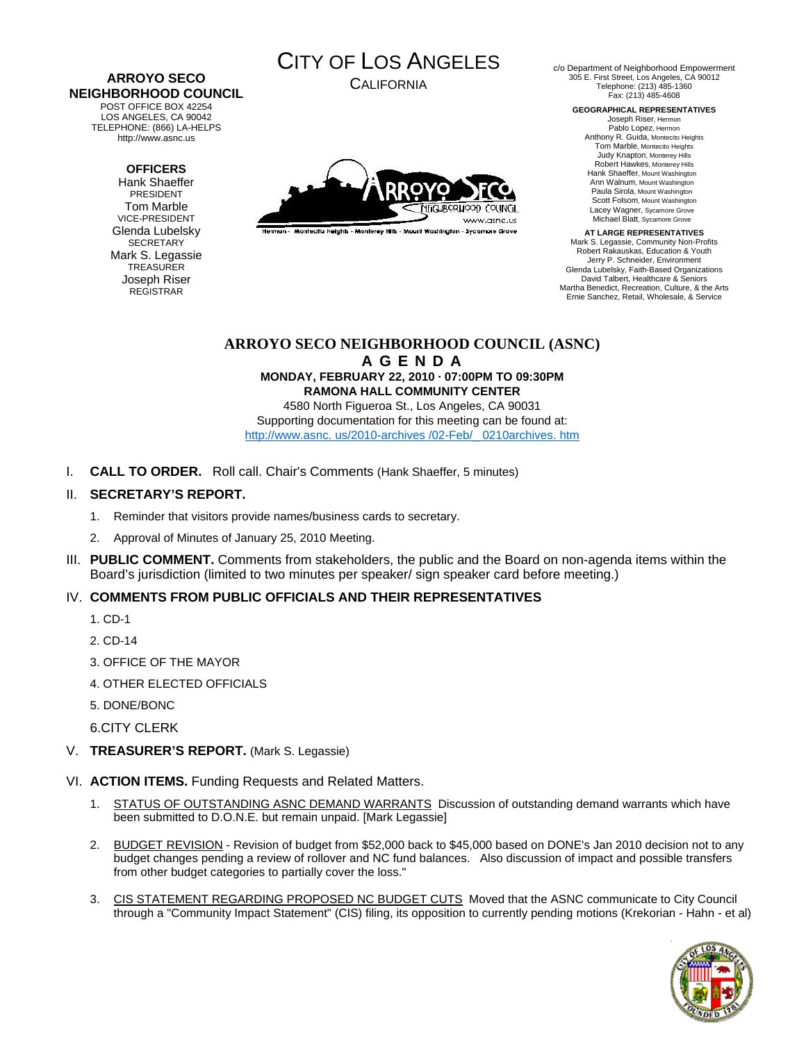**ARROYO SECO NEIGHBORHOOD COUNCIL**
POST OFFICE BOX 42254
LOS ANGELES, CA 90042
TELEPHONE: (866) LA-HELPS
http://www.asnc.us

**OFFICERS**
Hank Shaeffer
PRESIDENT
Tom Marble
VICE-PRESIDENT
Glenda Lubelsky
SECRETARY
Mark S. Legassie
TREASURER
Joseph Riser
REGISTRAR

# CITY OF LOS ANGELES
CALIFORNIA

ARROYO SECO NEIGHBORHOOD COUNCIL
www.asnc.us
Hermon - Montecito Heights - Monterey Hills - Mount Washington - Sycamore Grove

c/o Department of Neighborhood Empowerment
305 E. First Street, Los Angeles, CA 90012
Telephone: (213) 485-1360
Fax: (213) 485-4608

**GEOGRAPHICAL REPRESENTATIVES**
Joseph Riser, Hermon
Pablo Lopez, Hermon
Anthony R. Guida, Montecito Heights
Tom Marble, Montecito Heights
Judy Knapton, Monterey Hills
Robert Hawkes, Monterey Hills
Hank Shaeffer, Mount Washington
Ann Walnum, Mount Washington
Paula Sirola, Mount Washington
Scott Folsom, Mount Washington
Lacey Wagner, Sycamore Grove
Michael Blatt, Sycamore Grove

**AT LARGE REPRESENTATIVES**
Mark S. Legassie, Community Non-Profits
Robert Rakauskas, Education & Youth
Jerry P. Schneider, Environment
Glenda Lubelsky, Faith-Based Organizations
David Talbert, Healthcare & Seniors
Martha Benedict, Recreation, Culture, & the Arts
Ernie Sanchez, Retail, Wholesale, & Service

## ARROYO SECO NEIGHBORHOOD COUNCIL (ASNC)
## A G E N D A

**MONDAY, FEBRUARY 22, 2010 · 07:00PM TO 09:30PM**
**RAMONA HALL COMMUNITY CENTER**
4580 North Figueroa St., Los Angeles, CA 90031
Supporting documentation for this meeting can be found at:
http://www.asnc. us/2010-archives /02-Feb/_0210archives. htm

I. **CALL TO ORDER.** Roll call. Chair's Comments (Hank Shaeffer, 5 minutes)

II. **SECRETARY'S REPORT.**

1. Reminder that visitors provide names/business cards to secretary.
2. Approval of Minutes of January 25, 2010 Meeting.

III. **PUBLIC COMMENT.** Comments from stakeholders, the public and the Board on non-agenda items within the Board's jurisdiction (limited to two minutes per speaker/ sign speaker card before meeting.)

IV. **COMMENTS FROM PUBLIC OFFICIALS AND THEIR REPRESENTATIVES**

1. CD-1
2. CD-14
3. OFFICE OF THE MAYOR
4. OTHER ELECTED OFFICIALS
5. DONE/BONC
6. CITY CLERK

V. **TREASURER'S REPORT.** (Mark S. Legassie)

VI. **ACTION ITEMS.** Funding Requests and Related Matters.

1. STATUS OF OUTSTANDING ASNC DEMAND WARRANTS Discussion of outstanding demand warrants which have been submitted to D.O.N.E. but remain unpaid. [Mark Legassie]
2. BUDGET REVISION - Revision of budget from $52,000 back to $45,000 based on DONE's Jan 2010 decision not to any budget changes pending a review of rollover and NC fund balances. Also discussion of impact and possible transfers from other budget categories to partially cover the loss."
3. CIS STATEMENT REGARDING PROPOSED NC BUDGET CUTS Moved that the ASNC communicate to City Council through a "Community Impact Statement" (CIS) filing, its opposition to currently pending motions (Krekorian - Hahn - et al)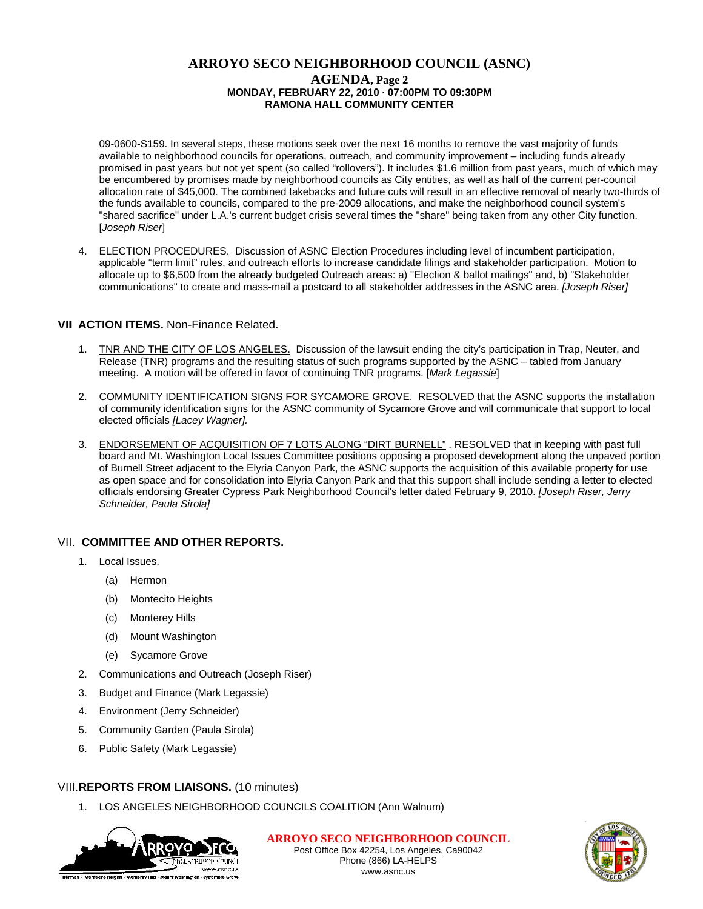09-0600-S159. In several steps, these motions seek over the next 16 months to remove the vast majority of funds available to neighborhood councils for operations, outreach, and community improvement – including funds already promised in past years but not yet spent (so called "rollovers"). It includes $1.6 million from past years, much of which may be encumbered by promises made by neighborhood councils as City entities, as well as half of the current per-council allocation rate of $45,000. The combined takebacks and future cuts will result in an effective removal of nearly two-thirds of the funds available to councils, compared to the pre-2009 allocations, and make the neighborhood council system's "shared sacrifice" under L.A.'s current budget crisis several times the "share" being taken from any other City function. [*Joseph Riser*]

4. ELECTION PROCEDURES. Discussion of ASNC Election Procedures including level of incumbent participation, applicable "term limit" rules, and outreach efforts to increase candidate filings and stakeholder participation. Motion to allocate up to $6,500 from the already budgeted Outreach areas: a) "Election & ballot mailings" and, b) "Stakeholder communications" to create and mass-mail a postcard to all stakeholder addresses in the ASNC area. *[Joseph Riser]*

## VII ACTION ITEMS. Non-Finance Related.

1. TNR AND THE CITY OF LOS ANGELES. Discussion of the lawsuit ending the city's participation in Trap, Neuter, and Release (TNR) programs and the resulting status of such programs supported by the ASNC – tabled from January meeting. A motion will be offered in favor of continuing TNR programs. [*Mark Legassie*]

2. COMMUNITY IDENTIFICATION SIGNS FOR SYCAMORE GROVE. RESOLVED that the ASNC supports the installation of community identification signs for the ASNC community of Sycamore Grove and will communicate that support to local elected officials *[Lacey Wagner].*

3. ENDORSEMENT OF ACQUISITION OF 7 LOTS ALONG "DIRT BURNELL" . RESOLVED that in keeping with past full board and Mt. Washington Local Issues Committee positions opposing a proposed development along the unpaved portion of Burnell Street adjacent to the Elyria Canyon Park, the ASNC supports the acquisition of this available property for use as open space and for consolidation into Elyria Canyon Park and that this support shall include sending a letter to elected officials endorsing Greater Cypress Park Neighborhood Council's letter dated February 9, 2010. *[Joseph Riser, Jerry Schneider, Paula Sirola]*

## VII. COMMITTEE AND OTHER REPORTS.

1. Local Issues.
   (a) Hermon
   (b) Montecito Heights
   (c) Monterey Hills
   (d) Mount Washington
   (e) Sycamore Grove
2. Communications and Outreach (Joseph Riser)
3. Budget and Finance (Mark Legassie)
4. Environment (Jerry Schneider)
5. Community Garden (Paula Sirola)
6. Public Safety (Mark Legassie)

## VIII. REPORTS FROM LIAISONS. (10 minutes)

1. LOS ANGELES NEIGHBORHOOD COUNCILS COALITION (Ann Walnum)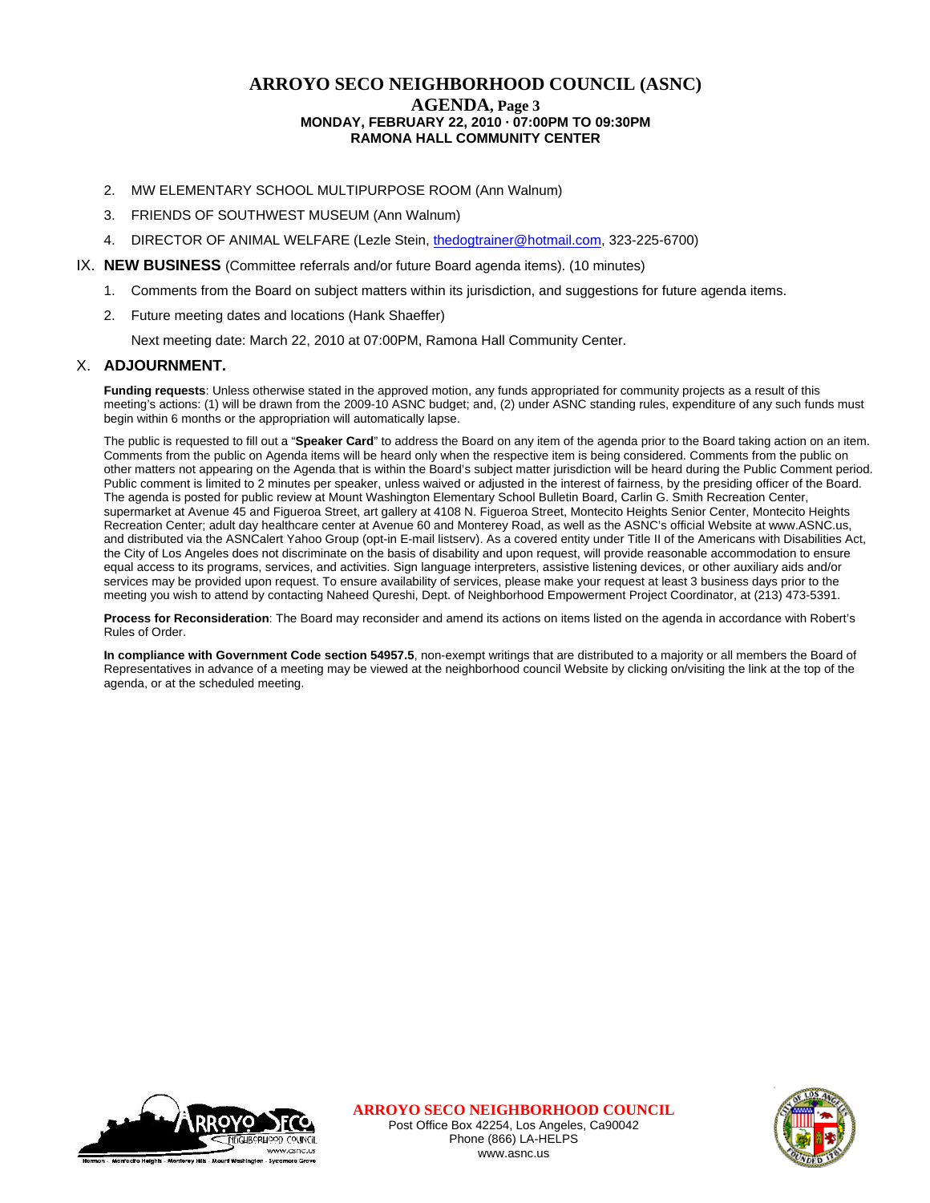2. MW ELEMENTARY SCHOOL MULTIPURPOSE ROOM (Ann Walnum)
3. FRIENDS OF SOUTHWEST MUSEUM (Ann Walnum)
4. DIRECTOR OF ANIMAL WELFARE (Lezle Stein, thedogtrainer@hotmail.com, 323-225-6700)

## IX. NEW BUSINESS (Committee referrals and/or future Board agenda items). (10 minutes)

1. Comments from the Board on subject matters within its jurisdiction, and suggestions for future agenda items.
2. Future meeting dates and locations (Hank Shaeffer)

   Next meeting date: March 22, 2010 at 07:00PM, Ramona Hall Community Center.

## X. ADJOURNMENT.

**Funding requests**: Unless otherwise stated in the approved motion, any funds appropriated for community projects as a result of this meeting's actions: (1) will be drawn from the 2009-10 ASNC budget; and, (2) under ASNC standing rules, expenditure of any such funds must begin within 6 months or the appropriation will automatically lapse.

The public is requested to fill out a "**Speaker Card**" to address the Board on any item of the agenda prior to the Board taking action on an item. Comments from the public on Agenda items will be heard only when the respective item is being considered. Comments from the public on other matters not appearing on the Agenda that is within the Board's subject matter jurisdiction will be heard during the Public Comment period. Public comment is limited to 2 minutes per speaker, unless waived or adjusted in the interest of fairness, by the presiding officer of the Board. The agenda is posted for public review at Mount Washington Elementary School Bulletin Board, Carlin G. Smith Recreation Center, supermarket at Avenue 45 and Figueroa Street, art gallery at 4108 N. Figueroa Street, Montecito Heights Senior Center, Montecito Heights Recreation Center; adult day healthcare center at Avenue 60 and Monterey Road, as well as the ASNC's official Website at www.ASNC.us, and distributed via the ASNCalert Yahoo Group (opt-in E-mail listserv). As a covered entity under Title II of the Americans with Disabilities Act, the City of Los Angeles does not discriminate on the basis of disability and upon request, will provide reasonable accommodation to ensure equal access to its programs, services, and activities. Sign language interpreters, assistive listening devices, or other auxiliary aids and/or services may be provided upon request. To ensure availability of services, please make your request at least 3 business days prior to the meeting you wish to attend by contacting Naheed Qureshi, Dept. of Neighborhood Empowerment Project Coordinator, at (213) 473-5391.

**Process for Reconsideration**: The Board may reconsider and amend its actions on items listed on the agenda in accordance with Robert's Rules of Order.

**In compliance with Government Code section 54957.5**, non-exempt writings that are distributed to a majority or all members the Board of Representatives in advance of a meeting may be viewed at the neighborhood council Website by clicking on/visiting the link at the top of the agenda, or at the scheduled meeting.